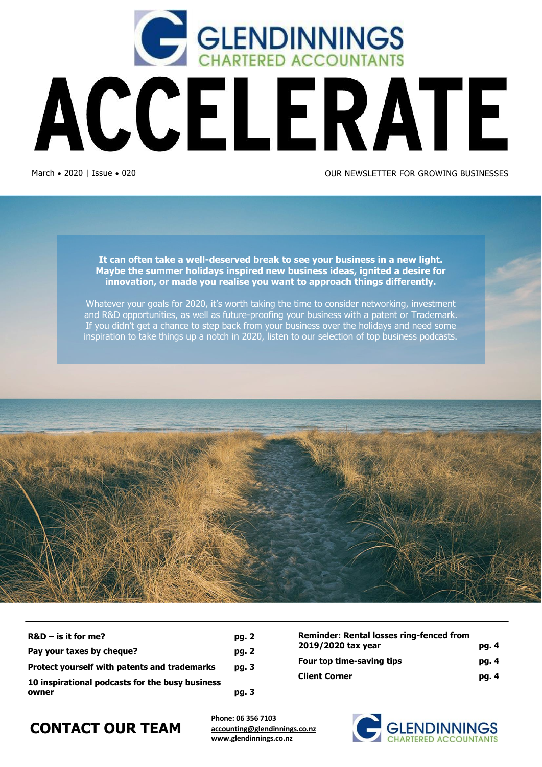GLENDINNINGS CHARTERED ACCOUNTANTS

# ACCELERATE

March • 2020 | Issue • 020

OUR NEWSLETTER FOR GROWING BUSINESSES

**It can often take a well-deserved break to see your business in a new light. Maybe the summer holidays inspired new business ideas, ignited a desire for innovation, or made you realise you want to approach things differently.**

Whatever your goals for 2020, it's worth taking the time to consider networking, investment and R&D opportunities, as well as future-proofing your business with a patent or Trademark. If you didn't get a chance to step back from your business over the holidays and need some inspiration to take things up a notch in 2020, listen to our selection of top business podcasts.

| | |
|---|---|
| **R&D – is it for me?** | **pg. 2** |
| **Pay your taxes by cheque?** | **pg. 2** |
| **Protect yourself with patents and trademarks** | **pg. 3** |
| **10 inspirational podcasts for the busy business owner** | **pg. 3** |
| **Reminder: Rental losses ring-fenced from 2019/2020 tax year** | **pg. 4** |
| **Four top time-saving tips** | **pg. 4** |
| **Client Corner** | **pg. 4** |

## CONTACT OUR TEAM

**Phone: 06 356 7103**
**accounting@glendinnings.co.nz**
**www.glendinnings.co.nz**

GLENDINNINGS CHARTERED ACCOUNTANTS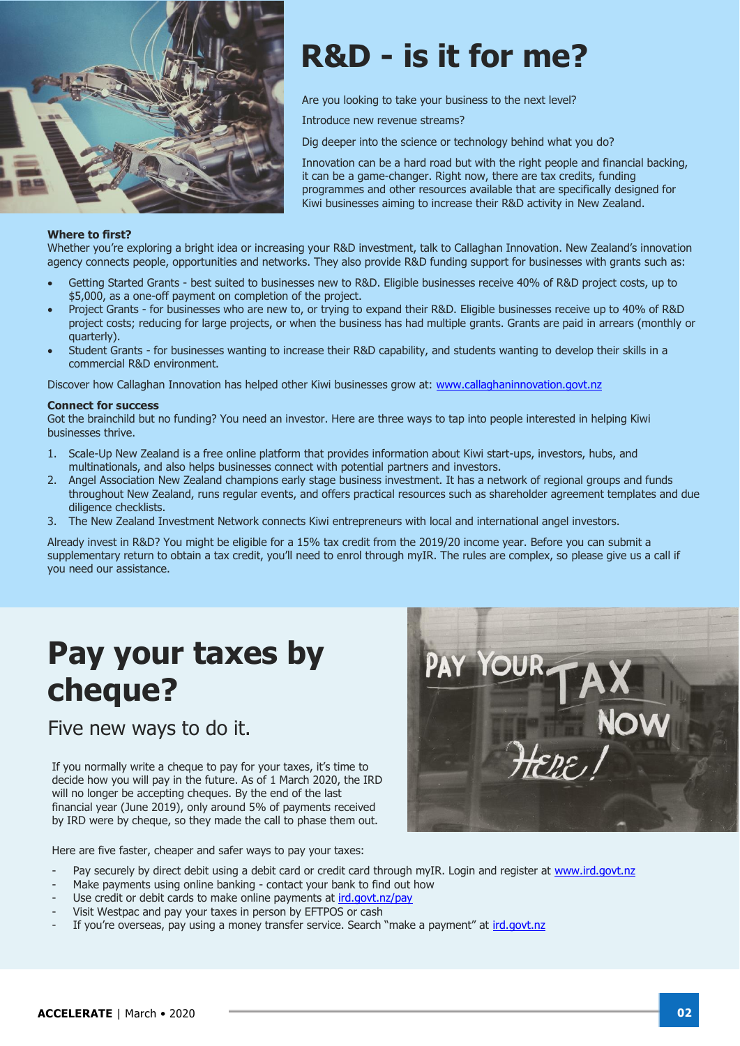# R&D - is it for me?

Are you looking to take your business to the next level?

Introduce new revenue streams?

Dig deeper into the science or technology behind what you do?

Innovation can be a hard road but with the right people and financial backing, it can be a game-changer. Right now, there are tax credits, funding programmes and other resources available that are specifically designed for Kiwi businesses aiming to increase their R&D activity in New Zealand.

**Where to first?**

Whether you're exploring a bright idea or increasing your R&D investment, talk to Callaghan Innovation. New Zealand's innovation agency connects people, opportunities and networks. They also provide R&D funding support for businesses with grants such as:

- Getting Started Grants - best suited to businesses new to R&D. Eligible businesses receive 40% of R&D project costs, up to $5,000, as a one-off payment on completion of the project.
- Project Grants - for businesses who are new to, or trying to expand their R&D. Eligible businesses receive up to 40% of R&D project costs; reducing for large projects, or when the business has had multiple grants. Grants are paid in arrears (monthly or quarterly).
- Student Grants - for businesses wanting to increase their R&D capability, and students wanting to develop their skills in a commercial R&D environment.

Discover how Callaghan Innovation has helped other Kiwi businesses grow at: www.callaghaninnovation.govt.nz

**Connect for success**

Got the brainchild but no funding? You need an investor. Here are three ways to tap into people interested in helping Kiwi businesses thrive.

1. Scale-Up New Zealand is a free online platform that provides information about Kiwi start-ups, investors, hubs, and multinationals, and also helps businesses connect with potential partners and investors.
2. Angel Association New Zealand champions early stage business investment. It has a network of regional groups and funds throughout New Zealand, runs regular events, and offers practical resources such as shareholder agreement templates and due diligence checklists.
3. The New Zealand Investment Network connects Kiwi entrepreneurs with local and international angel investors.

Already invest in R&D? You might be eligible for a 15% tax credit from the 2019/20 income year. Before you can submit a supplementary return to obtain a tax credit, you'll need to enrol through myIR. The rules are complex, so please give us a call if you need our assistance.

# Pay your taxes by cheque?

## Five new ways to do it.

If you normally write a cheque to pay for your taxes, it's time to decide how you will pay in the future. As of 1 March 2020, the IRD will no longer be accepting cheques. By the end of the last financial year (June 2019), only around 5% of payments received by IRD were by cheque, so they made the call to phase them out.

Here are five faster, cheaper and safer ways to pay your taxes:

- Pay securely by direct debit using a debit card or credit card through myIR. Login and register at www.ird.govt.nz
- Make payments using online banking - contact your bank to find out how
- Use credit or debit cards to make online payments at ird.govt.nz/pay
- Visit Westpac and pay your taxes in person by EFTPOS or cash
- If you're overseas, pay using a money transfer service. Search "make a payment" at ird.govt.nz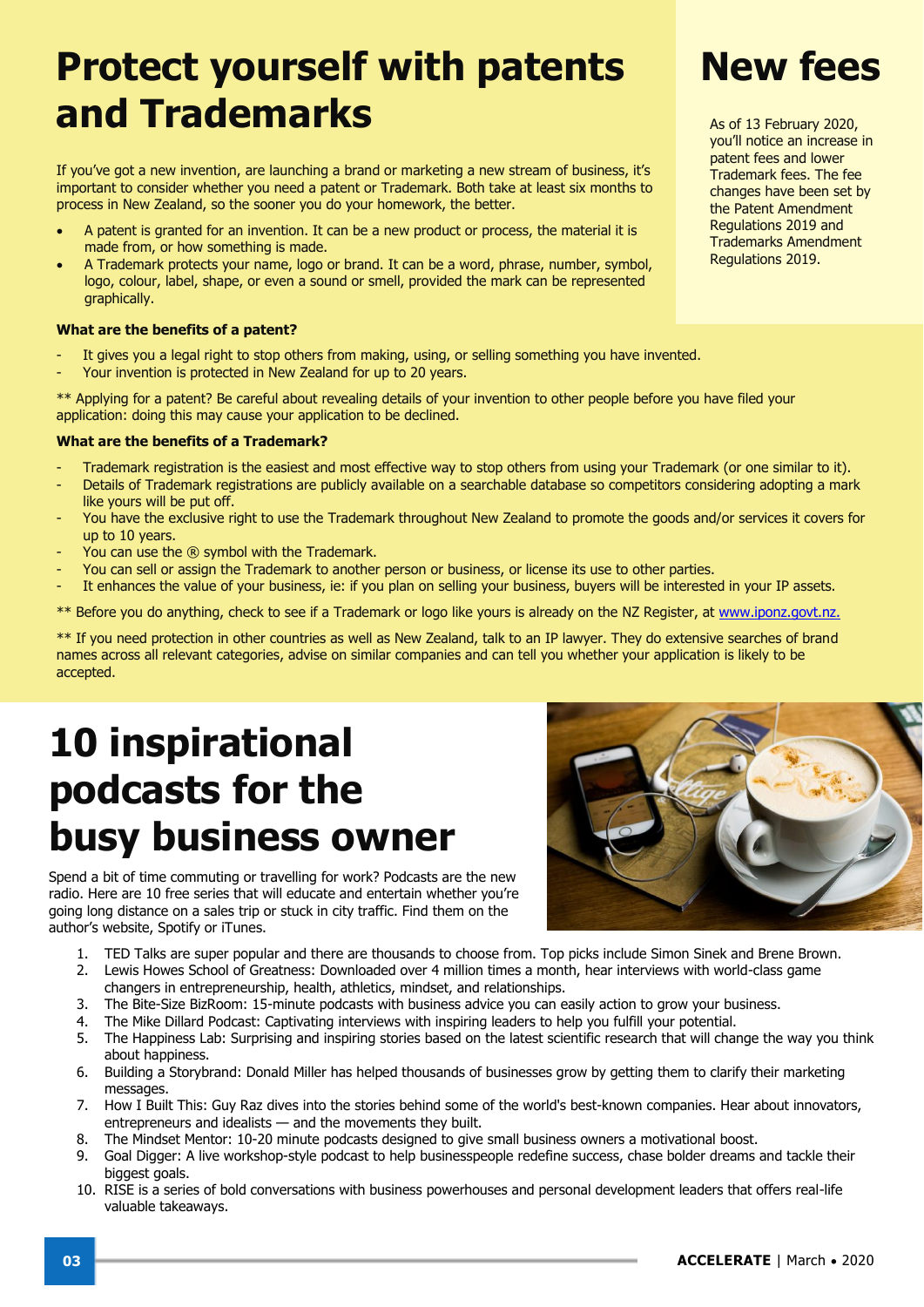# Protect yourself with patents and Trademarks

If you've got a new invention, are launching a brand or marketing a new stream of business, it's important to consider whether you need a patent or Trademark. Both take at least six months to process in New Zealand, so the sooner you do your homework, the better.

- A patent is granted for an invention. It can be a new product or process, the material it is made from, or how something is made.
- A Trademark protects your name, logo or brand. It can be a word, phrase, number, symbol, logo, colour, label, shape, or even a sound or smell, provided the mark can be represented graphically.

**What are the benefits of a patent?**

- It gives you a legal right to stop others from making, using, or selling something you have invented.
- Your invention is protected in New Zealand for up to 20 years.

** Applying for a patent? Be careful about revealing details of your invention to other people before you have filed your application: doing this may cause your application to be declined.

**What are the benefits of a Trademark?**

- Trademark registration is the easiest and most effective way to stop others from using your Trademark (or one similar to it).
- Details of Trademark registrations are publicly available on a searchable database so competitors considering adopting a mark like yours will be put off.
- You have the exclusive right to use the Trademark throughout New Zealand to promote the goods and/or services it covers for up to 10 years.
- You can use the ® symbol with the Trademark.
- You can sell or assign the Trademark to another person or business, or license its use to other parties.
- It enhances the value of your business, ie: if you plan on selling your business, buyers will be interested in your IP assets.

** Before you do anything, check to see if a Trademark or logo like yours is already on the NZ Register, at www.iponz.govt.nz.

** If you need protection in other countries as well as New Zealand, talk to an IP lawyer. They do extensive searches of brand names across all relevant categories, advise on similar companies and can tell you whether your application is likely to be accepted.

# New fees

As of 13 February 2020, you'll notice an increase in patent fees and lower Trademark fees. The fee changes have been set by the Patent Amendment Regulations 2019 and Trademarks Amendment Regulations 2019.

# 10 inspirational podcasts for the busy business owner

Spend a bit of time commuting or travelling for work? Podcasts are the new radio. Here are 10 free series that will educate and entertain whether you're going long distance on a sales trip or stuck in city traffic. Find them on the author's website, Spotify or iTunes.

1. TED Talks are super popular and there are thousands to choose from. Top picks include Simon Sinek and Brene Brown.
2. Lewis Howes School of Greatness: Downloaded over 4 million times a month, hear interviews with world-class game changers in entrepreneurship, health, athletics, mindset, and relationships.
3. The Bite-Size BizRoom: 15-minute podcasts with business advice you can easily action to grow your business.
4. The Mike Dillard Podcast: Captivating interviews with inspiring leaders to help you fulfill your potential.
5. The Happiness Lab: Surprising and inspiring stories based on the latest scientific research that will change the way you think about happiness.
6. Building a Storybrand: Donald Miller has helped thousands of businesses grow by getting them to clarify their marketing messages.
7. How I Built This: Guy Raz dives into the stories behind some of the world's best-known companies. Hear about innovators, entrepreneurs and idealists — and the movements they built.
8. The Mindset Mentor: 10-20 minute podcasts designed to give small business owners a motivational boost.
9. Goal Digger: A live workshop-style podcast to help businesspeople redefine success, chase bolder dreams and tackle their biggest goals.
10. RISE is a series of bold conversations with business powerhouses and personal development leaders that offers real-life valuable takeaways.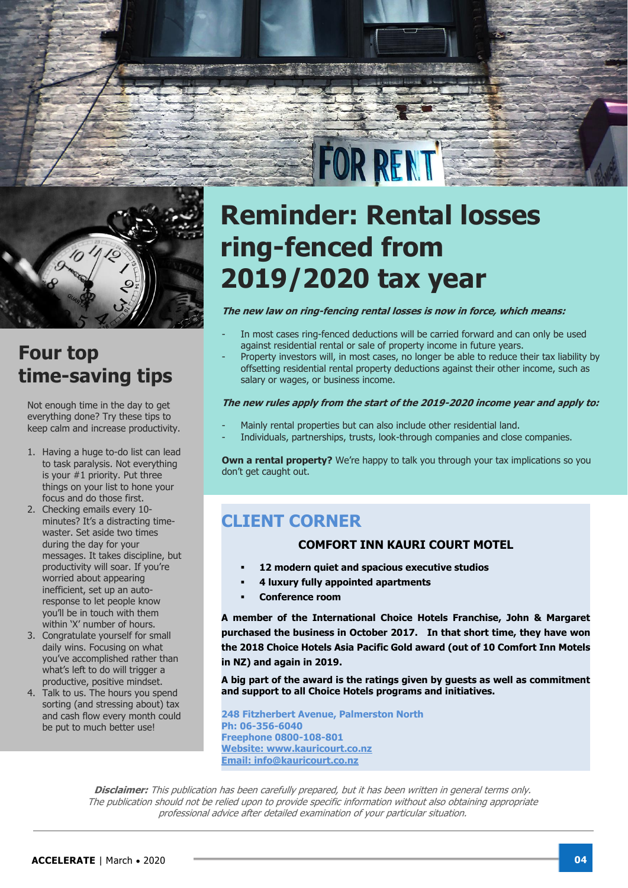# Reminder: Rental losses ring-fenced from 2019/2020 tax year

***The new law on ring-fencing rental losses is now in force, which means:***

- In most cases ring-fenced deductions will be carried forward and can only be used against residential rental or sale of property income in future years.
- Property investors will, in most cases, no longer be able to reduce their tax liability by offsetting residential rental property deductions against their other income, such as salary or wages, or business income.

***The new rules apply from the start of the 2019-2020 income year and apply to:***

- Mainly rental properties but can also include other residential land.
- Individuals, partnerships, trusts, look-through companies and close companies.

**Own a rental property?** We're happy to talk you through your tax implications so you don't get caught out.

## Four top time-saving tips

Not enough time in the day to get everything done? Try these tips to keep calm and increase productivity.

1. Having a huge to-do list can lead to task paralysis. Not everything is your #1 priority. Put three things on your list to hone your focus and do those first.
2. Checking emails every 10-minutes? It's a distracting time-waster. Set aside two times during the day for your messages. It takes discipline, but productivity will soar. If you're worried about appearing inefficient, set up an auto-response to let people know you'll be in touch with them within 'X' number of hours.
3. Congratulate yourself for small daily wins. Focusing on what you've accomplished rather than what's left to do will trigger a productive, positive mindset.
4. Talk to us. The hours you spend sorting (and stressing about) tax and cash flow every month could be put to much better use!

## CLIENT CORNER

### COMFORT INN KAURI COURT MOTEL

- **12 modern quiet and spacious executive studios**
- **4 luxury fully appointed apartments**
- **Conference room**

**A member of the International Choice Hotels Franchise, John & Margaret purchased the business in October 2017. In that short time, they have won the 2018 Choice Hotels Asia Pacific Gold award (out of 10 Comfort Inn Motels in NZ) and again in 2019.**

**A big part of the award is the ratings given by guests as well as commitment and support to all Choice Hotels programs and initiatives.**

**248 Fitzherbert Avenue, Palmerston North**
**Ph: 06-356-6040**
**Freephone 0800-108-801**
**Website: www.kauricourt.co.nz**
**Email: info@kauricourt.co.nz**

***Disclaimer:*** *This publication has been carefully prepared, but it has been written in general terms only. The publication should not be relied upon to provide specific information without also obtaining appropriate professional advice after detailed examination of your particular situation.*